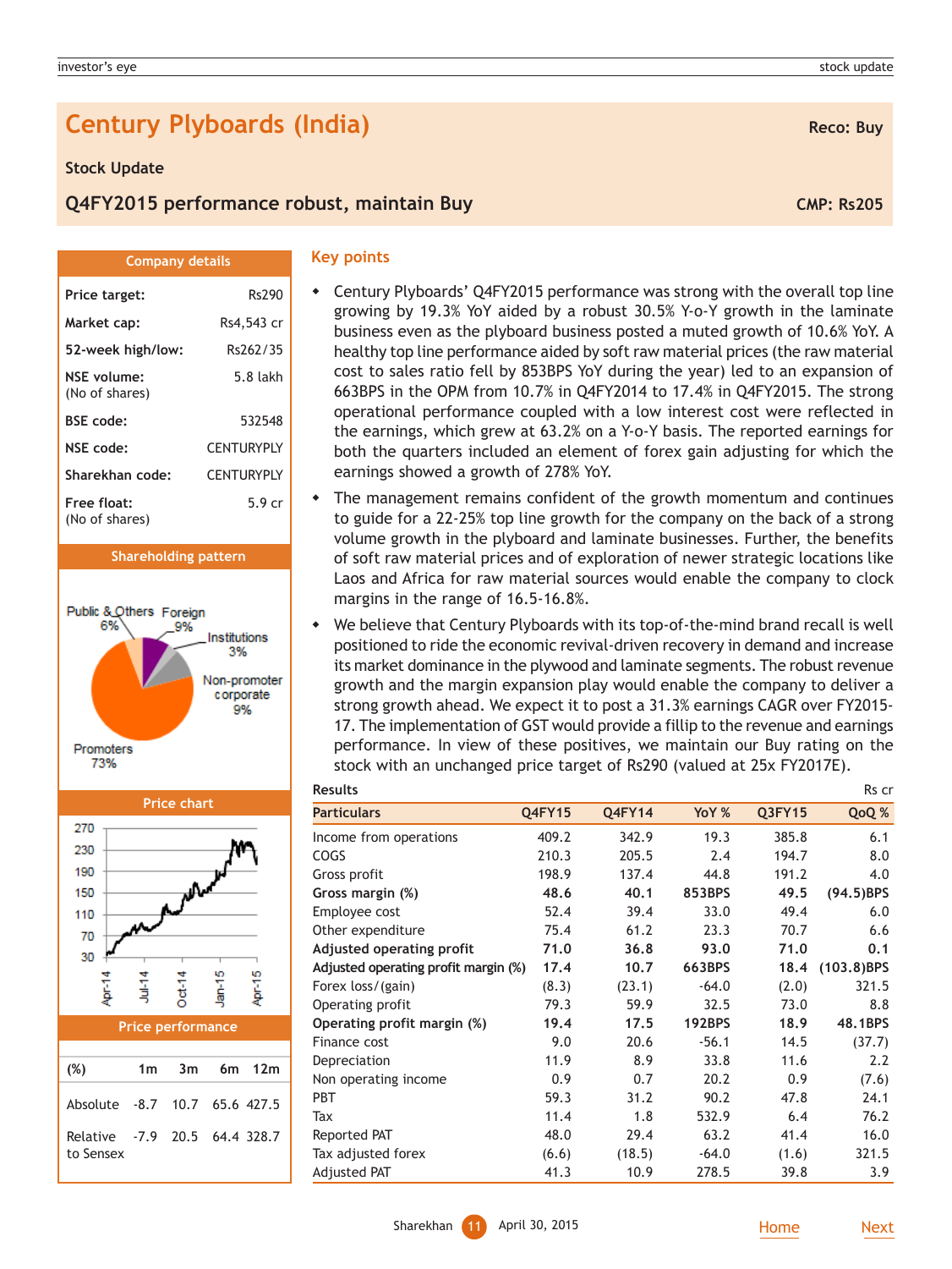# Century Plyboards (India)

**Reco: Buy**

## Stock Update

### Q4FY2015 performance robust, maintain Buy

**CMP: Rs205**

#### Company details

| | |
|---|---|
| **Price target:** | Rs290 |
| **Market cap:** | Rs4,543 cr |
| **52-week high/low:** | Rs262/35 |
| **NSE volume:** (No of shares) | 5.8 lakh |
| **BSE code:** | 532548 |
| **NSE code:** | CENTURYPLY |
| **Sharekhan code:** | CENTURYPLY |
| **Free float:** (No of shares) | 5.9 cr |

#### Shareholding pattern

| Holder | % |
|---|---|
| Promoters | 73% |
| Public & Others | 6% |
| Foreign | 9% |
| Institutions | 3% |
| Non-promoter corporate | 9% |

#### Price chart

#### Price performance

| (%) | 1m | 3m | 6m | 12m |
|---|---|---|---|---|
| Absolute | -8.7 | 10.7 | 65.6 | 427.5 |
| Relative to Sensex | -7.9 | 20.5 | 64.4 | 328.7 |

## Key points

- Century Plyboards' Q4FY2015 performance was strong with the overall top line growing by 19.3% YoY aided by a robust 30.5% Y-o-Y growth in the laminate business even as the plyboard business posted a muted growth of 10.6% YoY. A healthy top line performance aided by soft raw material prices (the raw material cost to sales ratio fell by 853BPS YoY during the year) led to an expansion of 663BPS in the OPM from 10.7% in Q4FY2014 to 17.4% in Q4FY2015. The strong operational performance coupled with a low interest cost were reflected in the earnings, which grew at 63.2% on a Y-o-Y basis. The reported earnings for both the quarters included an element of forex gain adjusting for which the earnings showed a growth of 278% YoY.
- The management remains confident of the growth momentum and continues to guide for a 22-25% top line growth for the company on the back of a strong volume growth in the plyboard and laminate businesses. Further, the benefits of soft raw material prices and of exploration of newer strategic locations like Laos and Africa for raw material sources would enable the company to clock margins in the range of 16.5-16.8%.
- We believe that Century Plyboards with its top-of-the-mind brand recall is well positioned to ride the economic revival-driven recovery in demand and increase its market dominance in the plywood and laminate segments. The robust revenue growth and the margin expansion play would enable the company to deliver a strong growth ahead. We expect it to post a 31.3% earnings CAGR over FY2015-17. The implementation of GST would provide a fillip to the revenue and earnings performance. In view of these positives, we maintain our Buy rating on the stock with an unchanged price target of Rs290 (valued at 25x FY2017E).

**Results** Rs cr

| Particulars | Q4FY15 | Q4FY14 | YoY % | Q3FY15 | QoQ % |
|---|---|---|---|---|---|
| Income from operations | 409.2 | 342.9 | 19.3 | 385.8 | 6.1 |
| COGS | 210.3 | 205.5 | 2.4 | 194.7 | 8.0 |
| Gross profit | 198.9 | 137.4 | 44.8 | 191.2 | 4.0 |
| **Gross margin (%)** | **48.6** | **40.1** | **853BPS** | **49.5** | **(94.5)BPS** |
| Employee cost | 52.4 | 39.4 | 33.0 | 49.4 | 6.0 |
| Other expenditure | 75.4 | 61.2 | 23.3 | 70.7 | 6.6 |
| **Adjusted operating profit** | **71.0** | **36.8** | **93.0** | **71.0** | **0.1** |
| **Adjusted operating profit margin (%)** | **17.4** | **10.7** | **663BPS** | **18.4** | **(103.8)BPS** |
| Forex loss/(gain) | (8.3) | (23.1) | -64.0 | (2.0) | 321.5 |
| Operating profit | 79.3 | 59.9 | 32.5 | 73.0 | 8.8 |
| **Operating profit margin (%)** | **19.4** | **17.5** | **192BPS** | **18.9** | **48.1BPS** |
| Finance cost | 9.0 | 20.6 | -56.1 | 14.5 | (37.7) |
| Depreciation | 11.9 | 8.9 | 33.8 | 11.6 | 2.2 |
| Non operating income | 0.9 | 0.7 | 20.2 | 0.9 | (7.6) |
| PBT | 59.3 | 31.2 | 90.2 | 47.8 | 24.1 |
| Tax | 11.4 | 1.8 | 532.9 | 6.4 | 76.2 |
| Reported PAT | 48.0 | 29.4 | 63.2 | 41.4 | 16.0 |
| Tax adjusted forex | (6.6) | (18.5) | -64.0 | (1.6) | 321.5 |
| Adjusted PAT | 41.3 | 10.9 | 278.5 | 39.8 | 3.9 |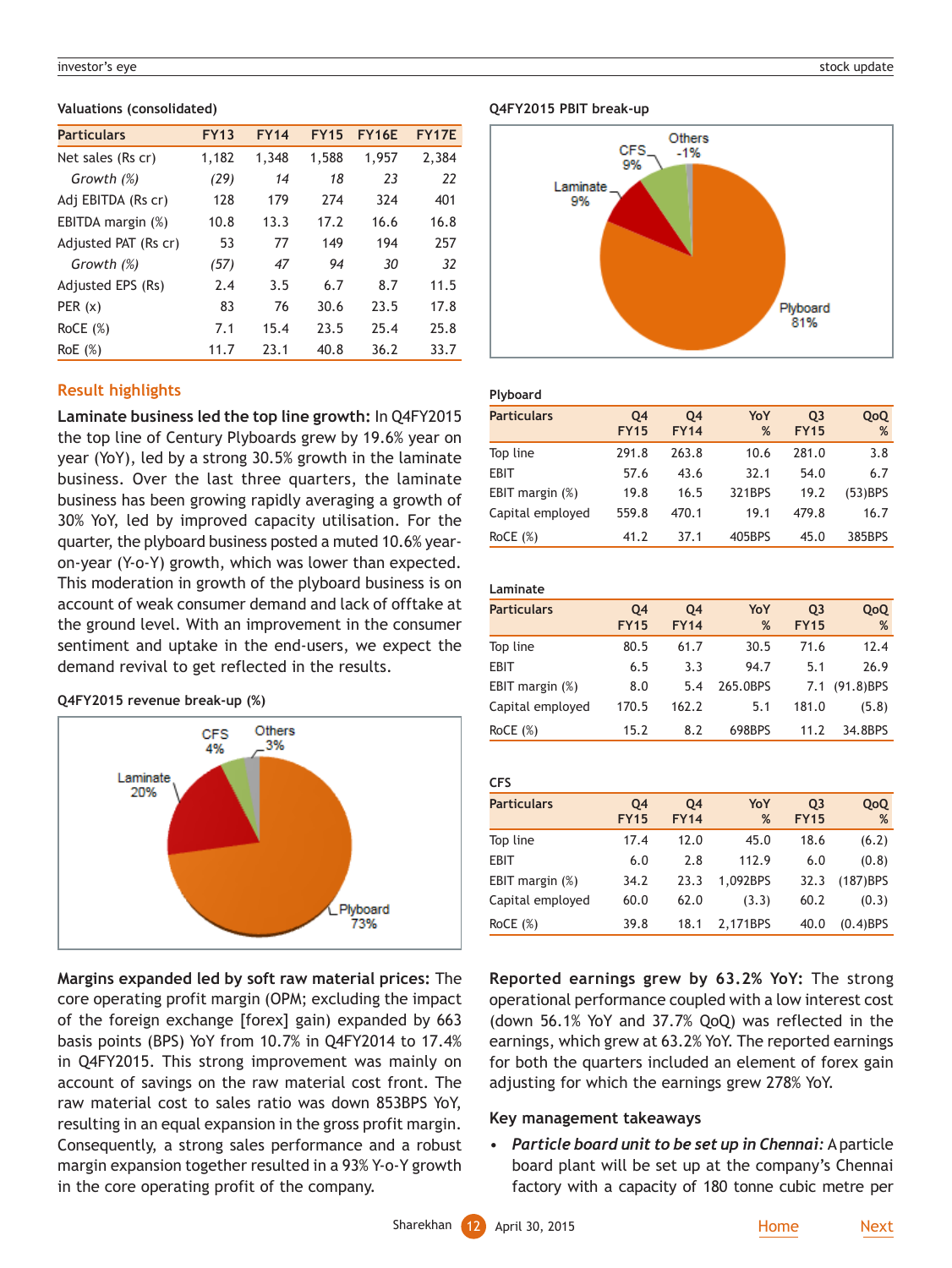### Valuations (consolidated)

| Particulars | FY13 | FY14 | FY15 | FY16E | FY17E |
|---|---|---|---|---|---|
| Net sales (Rs cr) | 1,182 | 1,348 | 1,588 | 1,957 | 2,384 |
| *Growth (%)* | *(29)* | *14* | *18* | *23* | *22* |
| Adj EBITDA (Rs cr) | 128 | 179 | 274 | 324 | 401 |
| EBITDA margin (%) | 10.8 | 13.3 | 17.2 | 16.6 | 16.8 |
| Adjusted PAT (Rs cr) | 53 | 77 | 149 | 194 | 257 |
| *Growth (%)* | *(57)* | *47* | *94* | *30* | *32* |
| Adjusted EPS (Rs) | 2.4 | 3.5 | 6.7 | 8.7 | 11.5 |
| PER (x) | 83 | 76 | 30.6 | 23.5 | 17.8 |
| RoCE (%) | 7.1 | 15.4 | 23.5 | 25.4 | 25.8 |
| RoE (%) | 11.7 | 23.1 | 40.8 | 36.2 | 33.7 |

## Result highlights

**Laminate business led the top line growth:** In Q4FY2015 the top line of Century Plyboards grew by 19.6% year on year (YoY), led by a strong 30.5% growth in the laminate business. Over the last three quarters, the laminate business has been growing rapidly averaging a growth of 30% YoY, led by improved capacity utilisation. For the quarter, the plyboard business posted a muted 10.6% year-on-year (Y-o-Y) growth, which was lower than expected. This moderation in growth of the plyboard business is on account of weak consumer demand and lack of offtake at the ground level. With an improvement in the consumer sentiment and uptake in the end-users, we expect the demand revival to get reflected in the results.

**Q4FY2015 revenue break-up (%)**

Plyboard 73%; Laminate 20%; CFS 4%; Others 3%

**Margins expanded led by soft raw material prices:** The core operating profit margin (OPM; excluding the impact of the foreign exchange [forex] gain) expanded by 663 basis points (BPS) YoY from 10.7% in Q4FY2014 to 17.4% in Q4FY2015. This strong improvement was mainly on account of savings on the raw material cost front. The raw material cost to sales ratio was down 853BPS YoY, resulting in an equal expansion in the gross profit margin. Consequently, a strong sales performance and a robust margin expansion together resulted in a 93% Y-o-Y growth in the core operating profit of the company.

**Q4FY2015 PBIT break-up**

Plyboard 81%; Laminate 9%; CFS 9%; Others -1%

**Plyboard**

| Particulars | Q4 FY15 | Q4 FY14 | YoY % | Q3 FY15 | QoQ % |
|---|---|---|---|---|---|
| Top line | 291.8 | 263.8 | 10.6 | 281.0 | 3.8 |
| EBIT | 57.6 | 43.6 | 32.1 | 54.0 | 6.7 |
| EBIT margin (%) | 19.8 | 16.5 | 321BPS | 19.2 | (53)BPS |
| Capital employed | 559.8 | 470.1 | 19.1 | 479.8 | 16.7 |
| RoCE (%) | 41.2 | 37.1 | 405BPS | 45.0 | 385BPS |

**Laminate**

| Particulars | Q4 FY15 | Q4 FY14 | YoY % | Q3 FY15 | QoQ % |
|---|---|---|---|---|---|
| Top line | 80.5 | 61.7 | 30.5 | 71.6 | 12.4 |
| EBIT | 6.5 | 3.3 | 94.7 | 5.1 | 26.9 |
| EBIT margin (%) | 8.0 | 5.4 | 265.0BPS | 7.1 | (91.8)BPS |
| Capital employed | 170.5 | 162.2 | 5.1 | 181.0 | (5.8) |
| RoCE (%) | 15.2 | 8.2 | 698BPS | 11.2 | 34.8BPS |

**CFS**

| Particulars | Q4 FY15 | Q4 FY14 | YoY % | Q3 FY15 | QoQ % |
|---|---|---|---|---|---|
| Top line | 17.4 | 12.0 | 45.0 | 18.6 | (6.2) |
| EBIT | 6.0 | 2.8 | 112.9 | 6.0 | (0.8) |
| EBIT margin (%) | 34.2 | 23.3 | 1,092BPS | 32.3 | (187)BPS |
| Capital employed | 60.0 | 62.0 | (3.3) | 60.2 | (0.3) |
| RoCE (%) | 39.8 | 18.1 | 2,171BPS | 40.0 | (0.4)BPS |

**Reported earnings grew by 63.2% YoY:** The strong operational performance coupled with a low interest cost (down 56.1% YoY and 37.7% QoQ) was reflected in the earnings, which grew at 63.2% YoY. The reported earnings for both the quarters included an element of forex gain adjusting for which the earnings grew 278% YoY.

### Key management takeaways

- ***Particle board unit to be set up in Chennai:*** A particle board plant will be set up at the company's Chennai factory with a capacity of 180 tonne cubic metre per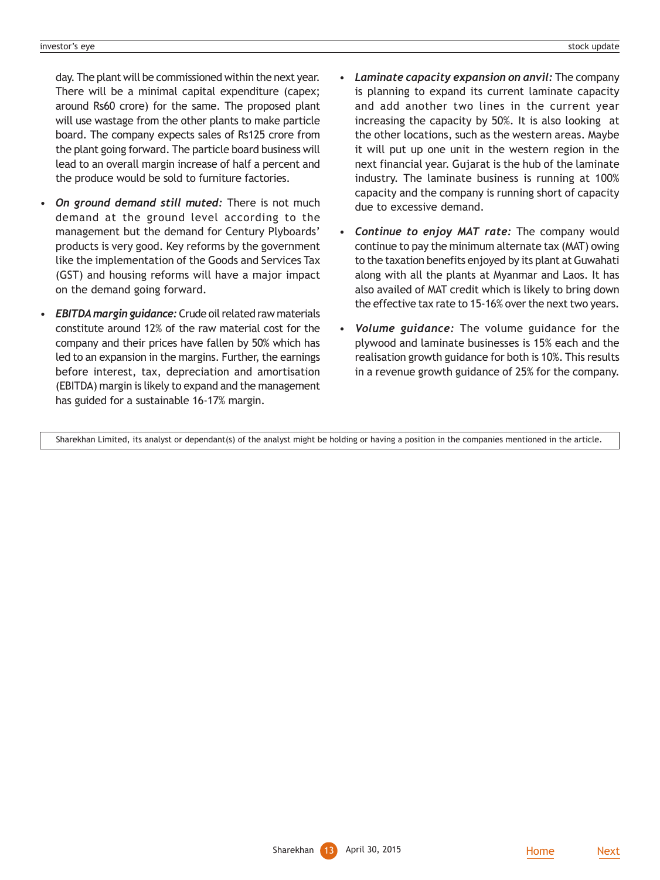day. The plant will be commissioned within the next year. There will be a minimal capital expenditure (capex; around Rs60 crore) for the same. The proposed plant will use wastage from the other plants to make particle board. The company expects sales of Rs125 crore from the plant going forward. The particle board business will lead to an overall margin increase of half a percent and the produce would be sold to furniture factories.

- ***On ground demand still muted:*** There is not much demand at the ground level according to the management but the demand for Century Plyboards' products is very good. Key reforms by the government like the implementation of the Goods and Services Tax (GST) and housing reforms will have a major impact on the demand going forward.

- ***EBITDA margin guidance:*** Crude oil related raw materials constitute around 12% of the raw material cost for the company and their prices have fallen by 50% which has led to an expansion in the margins. Further, the earnings before interest, tax, depreciation and amortisation (EBITDA) margin is likely to expand and the management has guided for a sustainable 16-17% margin.

- ***Laminate capacity expansion on anvil:*** The company is planning to expand its current laminate capacity and add another two lines in the current year increasing the capacity by 50%. It is also looking at the other locations, such as the western areas. Maybe it will put up one unit in the western region in the next financial year. Gujarat is the hub of the laminate industry. The laminate business is running at 100% capacity and the company is running short of capacity due to excessive demand.

- ***Continue to enjoy MAT rate:*** The company would continue to pay the minimum alternate tax (MAT) owing to the taxation benefits enjoyed by its plant at Guwahati along with all the plants at Myanmar and Laos. It has also availed of MAT credit which is likely to bring down the effective tax rate to 15-16% over the next two years.

- ***Volume guidance:*** The volume guidance for the plywood and laminate businesses is 15% each and the realisation growth guidance for both is 10%. This results in a revenue growth guidance of 25% for the company.

Sharekhan Limited, its analyst or dependant(s) of the analyst might be holding or having a position in the companies mentioned in the article.